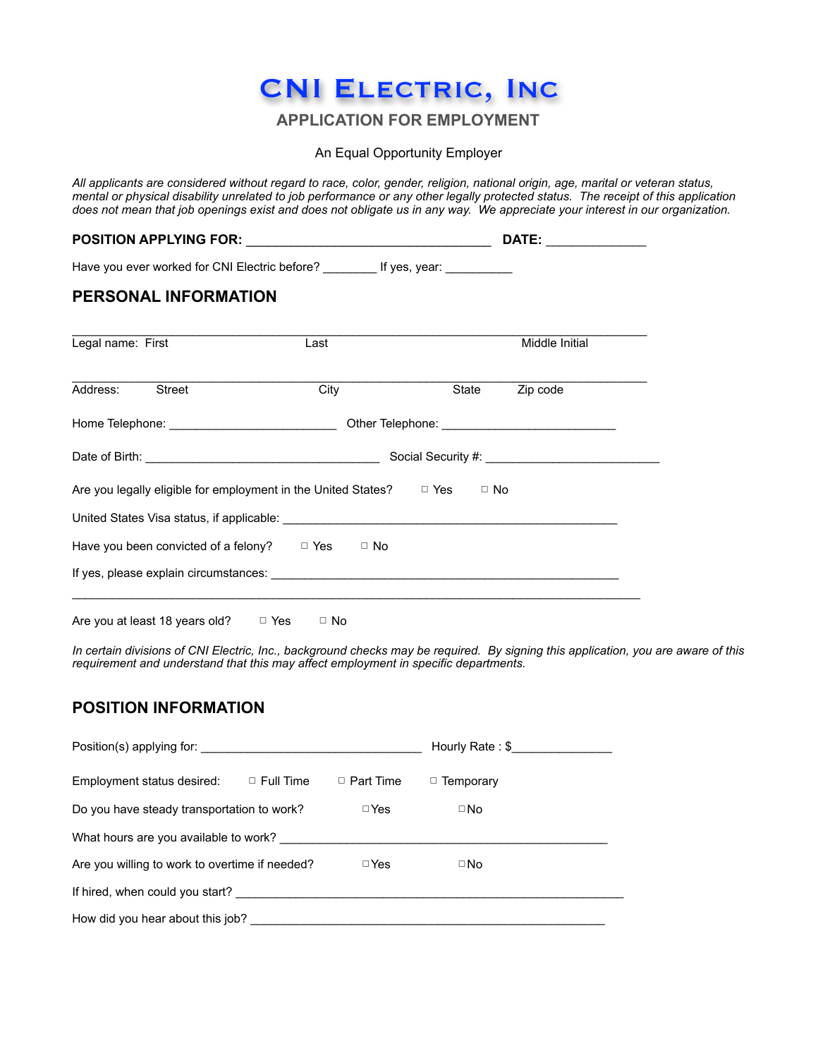# CNI Electric, Inc

## APPLICATION FOR EMPLOYMENT

An Equal Opportunity Employer

*All applicants are considered without regard to race, color, gender, religion, national origin, age, marital or veteran status, mental or physical disability unrelated to job performance or any other legally protected status. The receipt of this application does not mean that job openings exist and does not obligate us in any way. We appreciate your interest in our organization.*

**POSITION APPLYING FOR:** ___________________________________ **DATE:** ______________

Have you ever worked for CNI Electric before? ________ If yes, year: __________

## PERSONAL INFORMATION

___________________________________________________________________________________

Legal name: First Last Middle Initial

___________________________________________________________________________________

Address: Street City State Zip code

Home Telephone: ________________________ Other Telephone: _________________________

Date of Birth: __________________________________ Social Security #: _________________________

Are you legally eligible for employment in the United States? ☐ Yes ☐ No

United States Visa status, if applicable: ___________________________________________________

Have you been convicted of a felony? ☐ Yes ☐ No

If yes, please explain circumstances: __________________________________________________

___________________________________________________________________________________

Are you at least 18 years old? ☐ Yes ☐ No

*In certain divisions of CNI Electric, Inc., background checks may be required. By signing this application, you are aware of this requirement and understand that this may affect employment in specific departments.*

## POSITION INFORMATION

Position(s) applying for: ________________________________ Hourly Rate : $______________

Employment status desired: ☐ Full Time ☐ Part Time ☐ Temporary

Do you have steady transportation to work? ☐Yes ☐No

What hours are you available to work? ___________________________________________________

Are you willing to work to overtime if needed? ☐Yes ☐No

If hired, when could you start? _________________________________________________________

How did you hear about this job? ______________________________________________________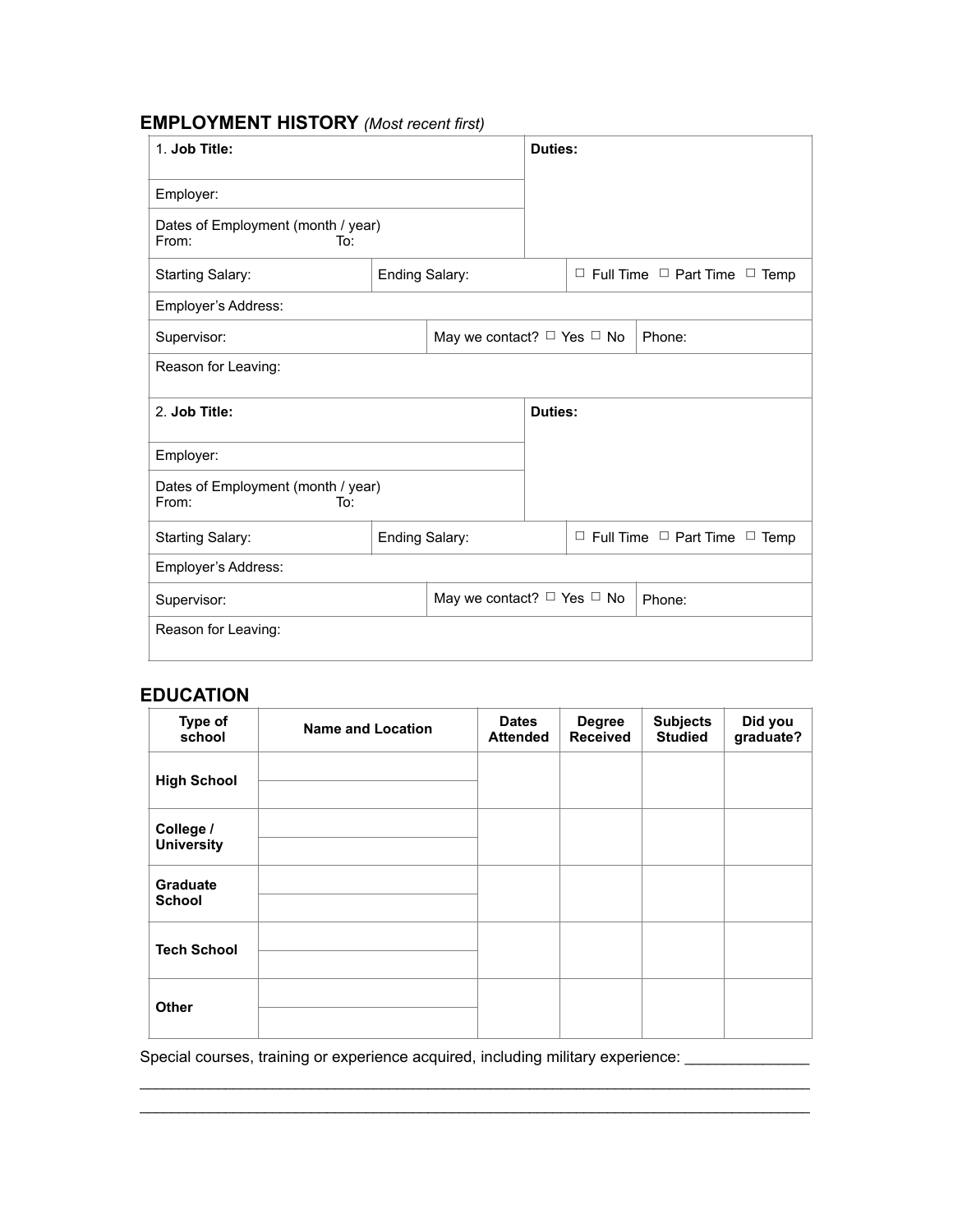## EMPLOYMENT HISTORY *(Most recent first)*

| | | |
|---|---|---|
| 1. **Job Title:** | | **Duties:** |
| Employer: | | |
| Dates of Employment (month / year)<br>From: To: | | |
| Starting Salary: | Ending Salary: | ☐ Full Time ☐ Part Time ☐ Temp |
| Employer's Address: | | |
| Supervisor: | May we contact? ☐ Yes ☐ No | Phone: |
| Reason for Leaving: | | |

| | | |
|---|---|---|
| 2. **Job Title:** | | **Duties:** |
| Employer: | | |
| Dates of Employment (month / year)<br>From: To: | | |
| Starting Salary: | Ending Salary: | ☐ Full Time ☐ Part Time ☐ Temp |
| Employer's Address: | | |
| Supervisor: | May we contact? ☐ Yes ☐ No | Phone: |
| Reason for Leaving: | | |

## EDUCATION

| Type of school | Name and Location | Dates Attended | Degree Received | Subjects Studied | Did you graduate? |
|---|---|---|---|---|---|
| **High School** | | | | | |
| **College / University** | | | | | |
| **Graduate School** | | | | | |
| **Tech School** | | | | | |
| **Other** | | | | | |

Special courses, training or experience acquired, including military experience: ______________
______________________________________________________________________________
______________________________________________________________________________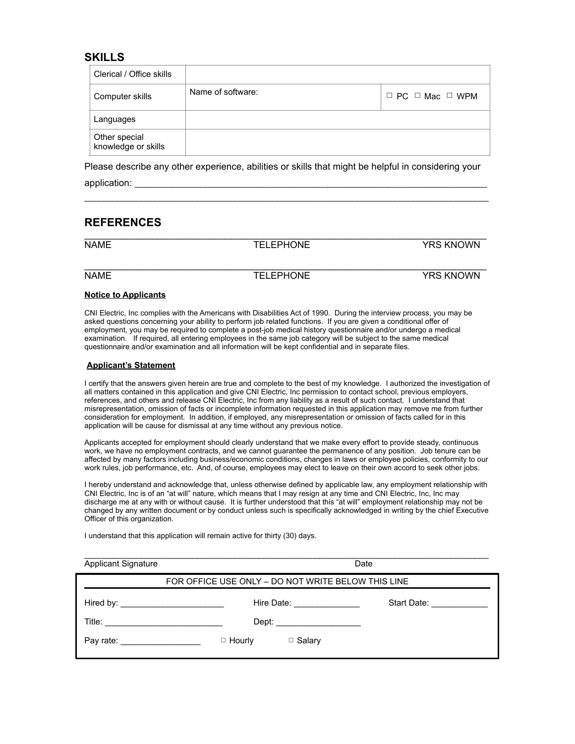## SKILLS

| Clerical / Office skills | | |
|---|---|---|
| Computer skills | Name of software: | ☐ PC ☐ Mac ☐ WPM |
| Languages | | |
| Other special knowledge or skills | | |

Please describe any other experience, abilities or skills that might be helpful in considering your application: ______________________________________________________________________

______________________________________________________________________________

## REFERENCES

______________________________________________________________________________

NAME TELEPHONE YRS KNOWN

______________________________________________________________________________

NAME TELEPHONE YRS KNOWN

**Notice to Applicants**

CNI Electric, Inc complies with the Americans with Disabilities Act of 1990. During the interview process, you may be asked questions concerning your ability to perform job related functions. If you are given a conditional offer of employment, you may be required to complete a post-job medical history questionnaire and/or undergo a medical examination. If required, all entering employees in the same job category will be subject to the same medical questionnaire and/or examination and all information will be kept confidential and in separate files.

**Applicant's Statement**

I certify that the answers given herein are true and complete to the best of my knowledge. I authorized the investigation of all matters contained in this application and give CNI Electric, Inc permission to contact school, previous employers, references, and others and release CNI Electric, Inc from any liability as a result of such contact. I understand that misrepresentation, omission of facts or incomplete information requested in this application may remove me from further consideration for employment. In addition, if employed, any misrepresentation or omission of facts called for in this application will be cause for dismissal at any time without any previous notice.

Applicants accepted for employment should clearly understand that we make every effort to provide steady, continuous work, we have no employment contracts, and we cannot guarantee the permanence of any position. Job tenure can be affected by many factors including business/economic conditions, changes in laws or employee policies, conformity to our work rules, job performance, etc. And, of course, employees may elect to leave on their own accord to seek other jobs.

I hereby understand and acknowledge that, unless otherwise defined by applicable law, any employment relationship with CNI Electric, Inc is of an "at will" nature, which means that I may resign at any time and CNI Electric, Inc, Inc may discharge me at any with or without cause. It is further understood that this "at will" employment relationship may not be changed by any written document or by conduct unless such is specifically acknowledged in writing by the chief Executive Officer of this organization.

I understand that this application will remain active for thirty (30) days.

______________________________________________________________________________

Applicant Signature Date

FOR OFFICE USE ONLY – DO NOT WRITE BELOW THIS LINE

Hired by: ______________________ Hire Date: ______________ Start Date: ____________

Title: _________________________ Dept: __________________

Pay rate: _________________ ☐ Hourly ☐ Salary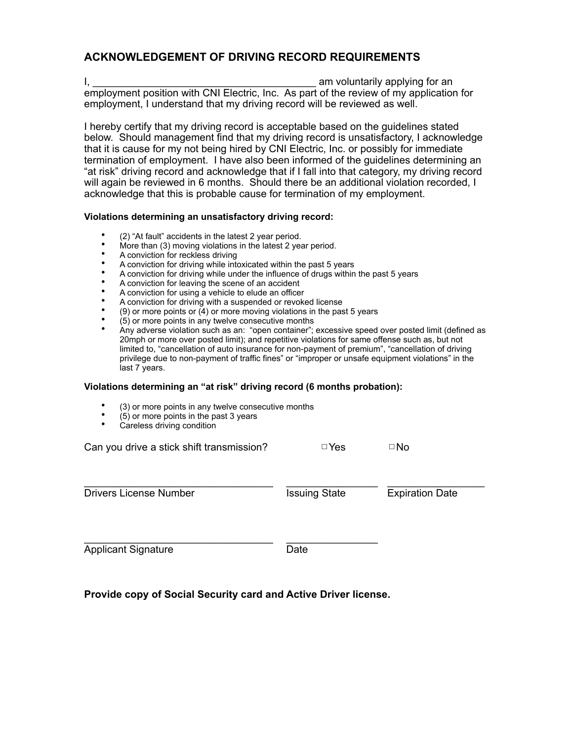# ACKNOWLEDGEMENT OF DRIVING RECORD REQUIREMENTS

I, ______________________________________ am voluntarily applying for an employment position with CNI Electric, Inc. As part of the review of my application for employment, I understand that my driving record will be reviewed as well.

I hereby certify that my driving record is acceptable based on the guidelines stated below. Should management find that my driving record is unsatisfactory, I acknowledge that it is cause for my not being hired by CNI Electric, Inc. or possibly for immediate termination of employment. I have also been informed of the guidelines determining an "at risk" driving record and acknowledge that if I fall into that category, my driving record will again be reviewed in 6 months. Should there be an additional violation recorded, I acknowledge that this is probable cause for termination of my employment.

**Violations determining an unsatisfactory driving record:**

- (2) "At fault" accidents in the latest 2 year period.
- More than (3) moving violations in the latest 2 year period.
- A conviction for reckless driving
- A conviction for driving while intoxicated within the past 5 years
- A conviction for driving while under the influence of drugs within the past 5 years
- A conviction for leaving the scene of an accident
- A conviction for using a vehicle to elude an officer
- A conviction for driving with a suspended or revoked license
- (9) or more points or (4) or more moving violations in the past 5 years
- (5) or more points in any twelve consecutive months
- Any adverse violation such as an: "open container"; excessive speed over posted limit (defined as 20mph or more over posted limit); and repetitive violations for same offense such as, but not limited to, "cancellation of auto insurance for non-payment of premium", "cancellation of driving privilege due to non-payment of traffic fines" or "improper or unsafe equipment violations" in the last 7 years.

**Violations determining an "at risk" driving record (6 months probation):**

- (3) or more points in any twelve consecutive months
- (5) or more points in the past 3 years
- Careless driving condition

Can you drive a stick shift transmission? ☐ Yes ☐ No

________________________________ ________________ ________________

Drivers License Number Issuing State Expiration Date

________________________________ ________________

Applicant Signature Date

**Provide copy of Social Security card and Active Driver license.**